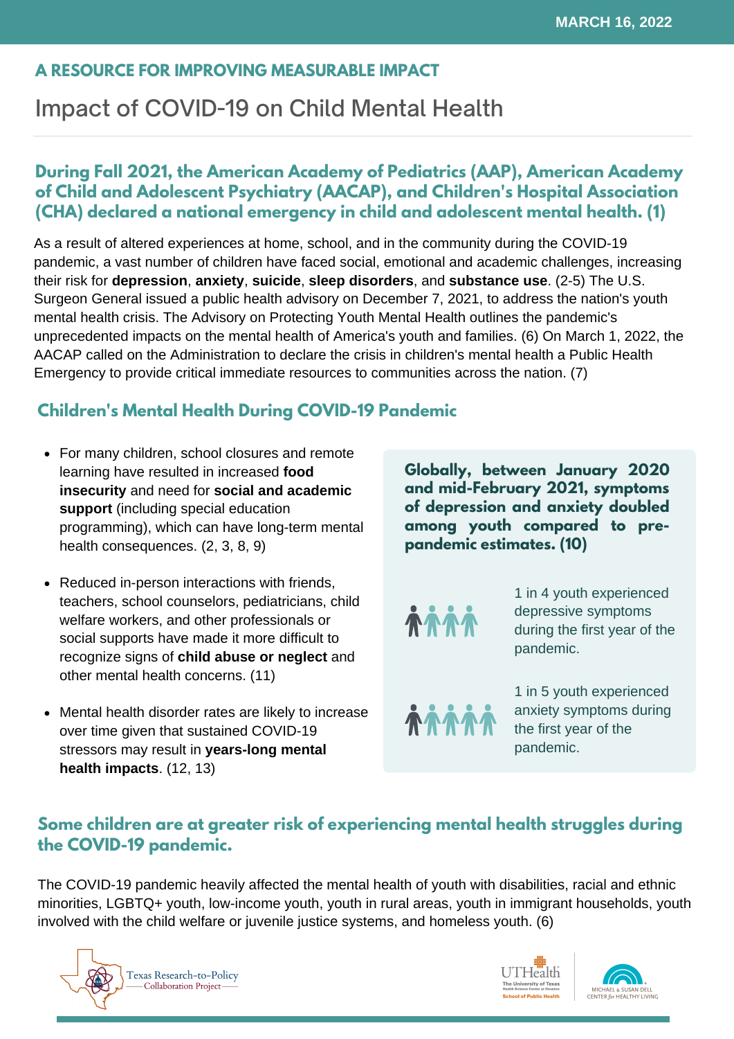MARCH 16, 2022

**A RESOURCE FOR IMPROVING MEASURABLE IMPACT**

# Impact of COVID-19 on Child Mental Health

## During Fall 2021, the American Academy of Pediatrics (AAP), American Academy of Child and Adolescent Psychiatry (AACAP), and Children's Hospital Association (CHA) declared a national emergency in child and adolescent mental health. (1)

As a result of altered experiences at home, school, and in the community during the COVID-19 pandemic, a vast number of children have faced social, emotional and academic challenges, increasing their risk for **depression**, **anxiety**, **suicide**, **sleep disorders**, and **substance use**. (2-5) The U.S. Surgeon General issued a public health advisory on December 7, 2021, to address the nation's youth mental health crisis. The Advisory on Protecting Youth Mental Health outlines the pandemic's unprecedented impacts on the mental health of America's youth and families. (6) On March 1, 2022, the AACAP called on the Administration to declare the crisis in children's mental health a Public Health Emergency to provide critical immediate resources to communities across the nation. (7)

## Children's Mental Health During COVID-19 Pandemic

- For many children, school closures and remote learning have resulted in increased **food insecurity** and need for **social and academic support** (including special education programming), which can have long-term mental health consequences. (2, 3, 8, 9)
- Reduced in-person interactions with friends, teachers, school counselors, pediatricians, child welfare workers, and other professionals or social supports have made it more difficult to recognize signs of **child abuse or neglect** and other mental health concerns. (11)
- Mental health disorder rates are likely to increase over time given that sustained COVID-19 stressors may result in **years-long mental health impacts**. (12, 13)

**Globally, between January 2020 and mid-February 2021, symptoms of depression and anxiety doubled among youth compared to pre-pandemic estimates. (10)**

1 in 4 youth experienced depressive symptoms during the first year of the pandemic.

1 in 5 youth experienced anxiety symptoms during the first year of the pandemic.

## Some children are at greater risk of experiencing mental health struggles during the COVID-19 pandemic.

The COVID-19 pandemic heavily affected the mental health of youth with disabilities, racial and ethnic minorities, LGBTQ+ youth, low-income youth, youth in rural areas, youth in immigrant households, youth involved with the child welfare or juvenile justice systems, and homeless youth. (6)

Texas Research-to-Policy Collaboration Project

UTHealth The University of Texas Health Science Center at Houston School of Public Health

MICHAEL & SUSAN DELL CENTER for HEALTHY LIVING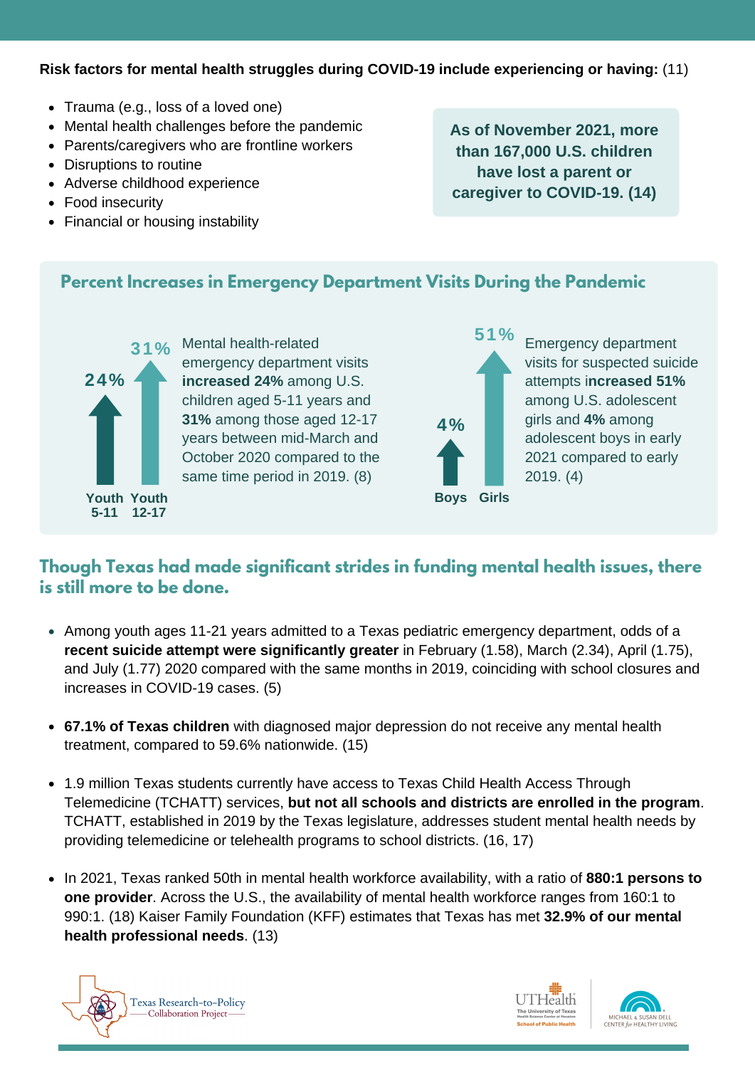**Risk factors for mental health struggles during COVID-19 include experiencing or having:** (11)

- Trauma (e.g., loss of a loved one)
- Mental health challenges before the pandemic
- Parents/caregivers who are frontline workers
- Disruptions to routine
- Adverse childhood experience
- Food insecurity
- Financial or housing instability

**As of November 2021, more than 167,000 U.S. children have lost a parent or caregiver to COVID-19. (14)**

## Percent Increases in Emergency Department Visits During the Pandemic

24% — Youth 5-11
31% — Youth 12-17

Mental health-related emergency department visits **increased 24%** among U.S. children aged 5-11 years and **31%** among those aged 12-17 years between mid-March and October 2020 compared to the same time period in 2019. (8)

4% — Boys
51% — Girls

Emergency department visits for suspected suicide attempts i**ncreased 51%** among U.S. adolescent girls and **4%** among adolescent boys in early 2021 compared to early 2019. (4)

## Though Texas had made significant strides in funding mental health issues, there is still more to be done.

- Among youth ages 11-21 years admitted to a Texas pediatric emergency department, odds of a **recent suicide attempt were significantly greater** in February (1.58), March (2.34), April (1.75), and July (1.77) 2020 compared with the same months in 2019, coinciding with school closures and increases in COVID-19 cases. (5)

- **67.1% of Texas children** with diagnosed major depression do not receive any mental health treatment, compared to 59.6% nationwide. (15)

- 1.9 million Texas students currently have access to Texas Child Health Access Through Telemedicine (TCHATT) services, **but not all schools and districts are enrolled in the program**. TCHATT, established in 2019 by the Texas legislature, addresses student mental health needs by providing telemedicine or telehealth programs to school districts. (16, 17)

- In 2021, Texas ranked 50th in mental health workforce availability, with a ratio of **880:1 persons to one provider**. Across the U.S., the availability of mental health workforce ranges from 160:1 to 990:1. (18) Kaiser Family Foundation (KFF) estimates that Texas has met **32.9% of our mental health professional needs**. (13)

Texas Research-to-Policy Collaboration Project

UTHealth — The University of Texas Health Science Center at Houston, School of Public Health

Michael & Susan Dell Center for Healthy Living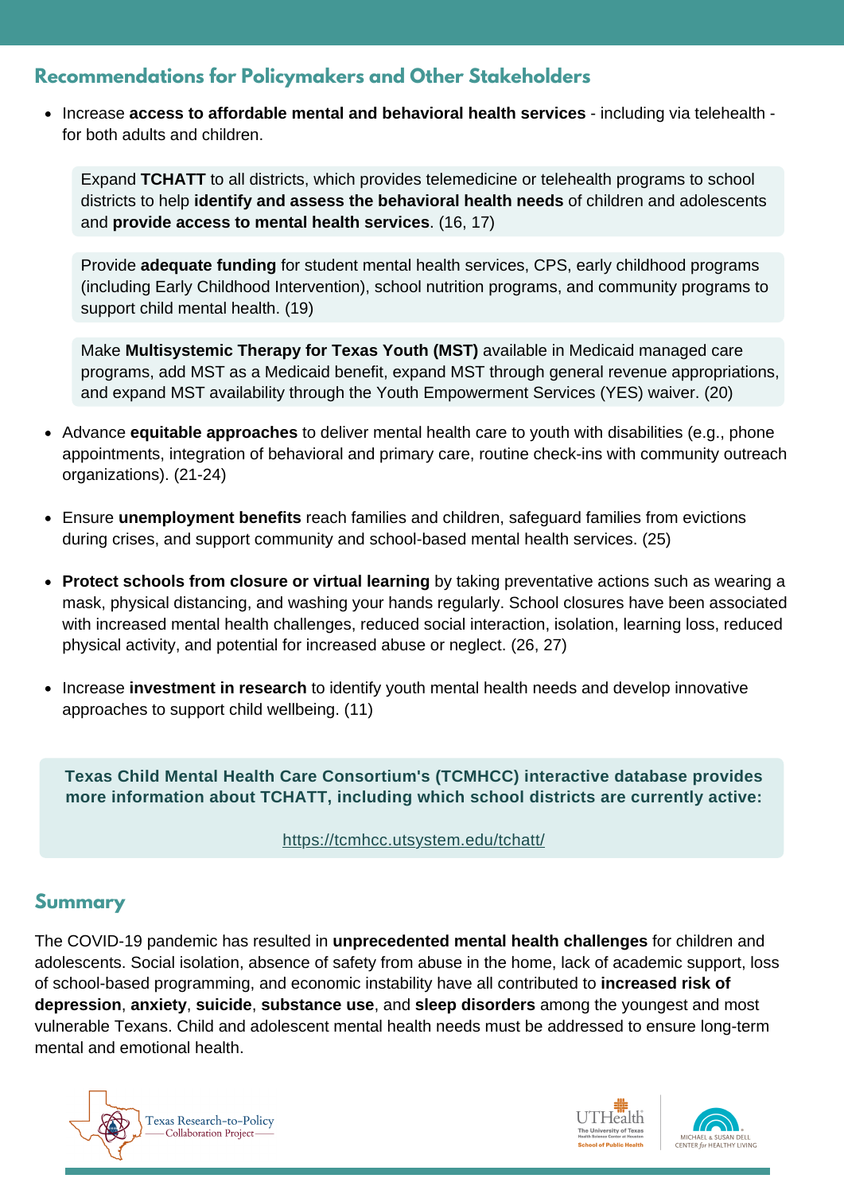## Recommendations for Policymakers and Other Stakeholders

- Increase **access to affordable mental and behavioral health services** - including via telehealth - for both adults and children.

  Expand **TCHATT** to all districts, which provides telemedicine or telehealth programs to school districts to help **identify and assess the behavioral health needs** of children and adolescents and **provide access to mental health services**. (16, 17)

  Provide **adequate funding** for student mental health services, CPS, early childhood programs (including Early Childhood Intervention), school nutrition programs, and community programs to support child mental health. (19)

  Make **Multisystemic Therapy for Texas Youth (MST)** available in Medicaid managed care programs, add MST as a Medicaid benefit, expand MST through general revenue appropriations, and expand MST availability through the Youth Empowerment Services (YES) waiver. (20)

- Advance **equitable approaches** to deliver mental health care to youth with disabilities (e.g., phone appointments, integration of behavioral and primary care, routine check-ins with community outreach organizations). (21-24)

- Ensure **unemployment benefits** reach families and children, safeguard families from evictions during crises, and support community and school-based mental health services. (25)

- **Protect schools from closure or virtual learning** by taking preventative actions such as wearing a mask, physical distancing, and washing your hands regularly. School closures have been associated with increased mental health challenges, reduced social interaction, isolation, learning loss, reduced physical activity, and potential for increased abuse or neglect. (26, 27)

- Increase **investment in research** to identify youth mental health needs and develop innovative approaches to support child wellbeing. (11)

**Texas Child Mental Health Care Consortium's (TCMHCC) interactive database provides more information about TCHATT, including which school districts are currently active:**

https://tcmhcc.utsystem.edu/tchatt/

## Summary

The COVID-19 pandemic has resulted in **unprecedented mental health challenges** for children and adolescents. Social isolation, absence of safety from abuse in the home, lack of academic support, loss of school-based programming, and economic instability have all contributed to **increased risk of depression**, **anxiety**, **suicide**, **substance use**, and **sleep disorders** among the youngest and most vulnerable Texans. Child and adolescent mental health needs must be addressed to ensure long-term mental and emotional health.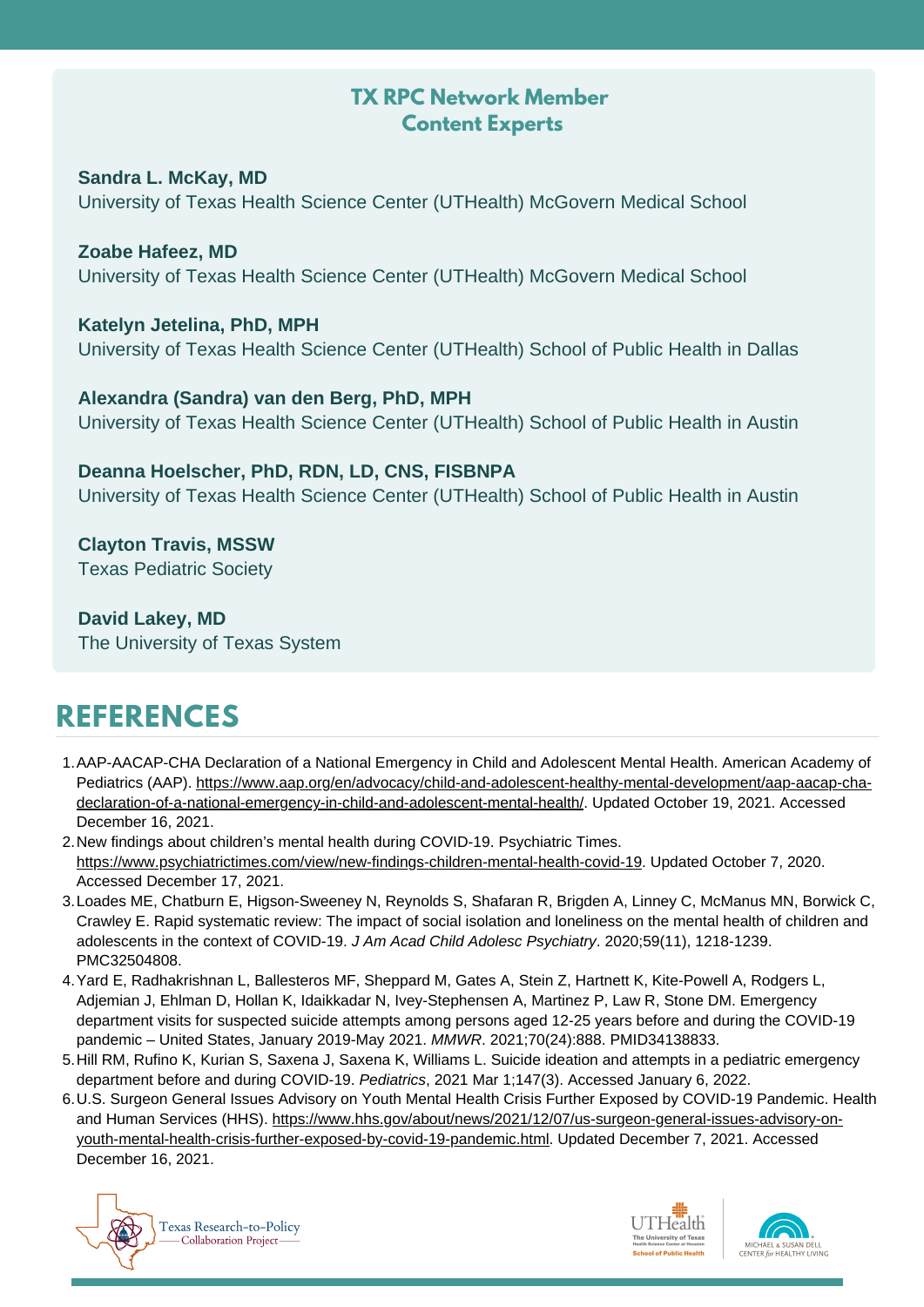## TX RPC Network Member Content Experts

**Sandra L. McKay, MD**
University of Texas Health Science Center (UTHealth) McGovern Medical School

**Zoabe Hafeez, MD**
University of Texas Health Science Center (UTHealth) McGovern Medical School

**Katelyn Jetelina, PhD, MPH**
University of Texas Health Science Center (UTHealth) School of Public Health in Dallas

**Alexandra (Sandra) van den Berg, PhD, MPH**
University of Texas Health Science Center (UTHealth) School of Public Health in Austin

**Deanna Hoelscher, PhD, RDN, LD, CNS, FISBNPA**
University of Texas Health Science Center (UTHealth) School of Public Health in Austin

**Clayton Travis, MSSW**
Texas Pediatric Society

**David Lakey, MD**
The University of Texas System

# REFERENCES

1. AAP-AACAP-CHA Declaration of a National Emergency in Child and Adolescent Mental Health. American Academy of Pediatrics (AAP). https://www.aap.org/en/advocacy/child-and-adolescent-healthy-mental-development/aap-aacap-cha-declaration-of-a-national-emergency-in-child-and-adolescent-mental-health/. Updated October 19, 2021. Accessed December 16, 2021.
2. New findings about children's mental health during COVID-19. Psychiatric Times. https://www.psychiatrictimes.com/view/new-findings-children-mental-health-covid-19. Updated October 7, 2020. Accessed December 17, 2021.
3. Loades ME, Chatburn E, Higson-Sweeney N, Reynolds S, Shafaran R, Brigden A, Linney C, McManus MN, Borwick C, Crawley E. Rapid systematic review: The impact of social isolation and loneliness on the mental health of children and adolescents in the context of COVID-19. *J Am Acad Child Adolesc Psychiatry*. 2020;59(11), 1218-1239. PMC32504808.
4. Yard E, Radhakrishnan L, Ballesteros MF, Sheppard M, Gates A, Stein Z, Hartnett K, Kite-Powell A, Rodgers L, Adjemian J, Ehlman D, Hollan K, Idaikkadar N, Ivey-Stephensen A, Martinez P, Law R, Stone DM. Emergency department visits for suspected suicide attempts among persons aged 12-25 years before and during the COVID-19 pandemic – United States, January 2019-May 2021. *MMWR*. 2021;70(24):888. PMID34138833.
5. Hill RM, Rufino K, Kurian S, Saxena J, Saxena K, Williams L. Suicide ideation and attempts in a pediatric emergency department before and during COVID-19. *Pediatrics*, 2021 Mar 1;147(3). Accessed January 6, 2022.
6. U.S. Surgeon General Issues Advisory on Youth Mental Health Crisis Further Exposed by COVID-19 Pandemic. Health and Human Services (HHS). https://www.hhs.gov/about/news/2021/12/07/us-surgeon-general-issues-advisory-on-youth-mental-health-crisis-further-exposed-by-covid-19-pandemic.html. Updated December 7, 2021. Accessed December 16, 2021.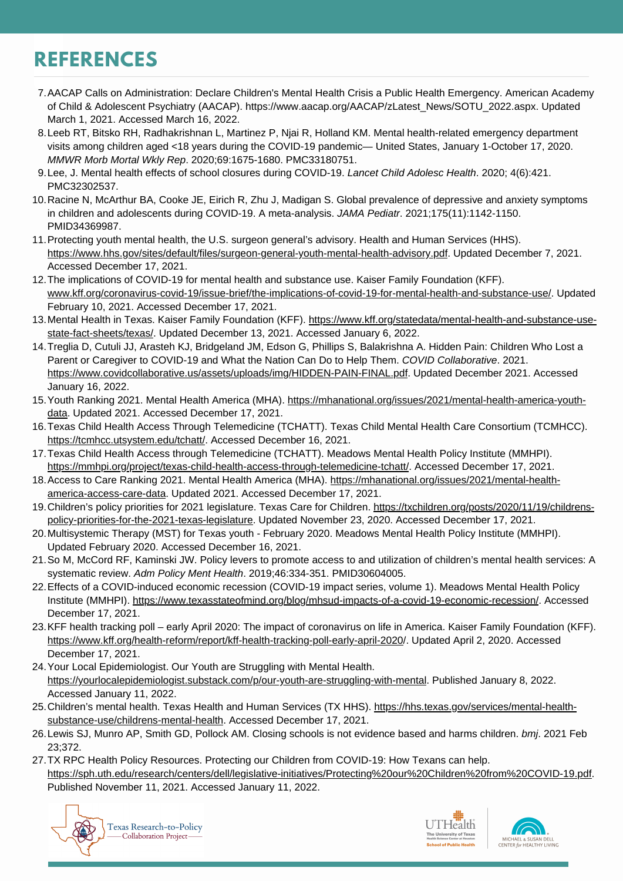# REFERENCES

7. AACAP Calls on Administration: Declare Children's Mental Health Crisis a Public Health Emergency. American Academy of Child & Adolescent Psychiatry (AACAP). https://www.aacap.org/AACAP/zLatest_News/SOTU_2022.aspx. Updated March 1, 2021. Accessed March 16, 2022.
8. Leeb RT, Bitsko RH, Radhakrishnan L, Martinez P, Njai R, Holland KM. Mental health-related emergency department visits among children aged <18 years during the COVID-19 pandemic— United States, January 1-October 17, 2020. *MMWR Morb Mortal Wkly Rep*. 2020;69:1675-1680. PMC33180751.
9. Lee, J. Mental health effects of school closures during COVID-19. *Lancet Child Adolesc Health*. 2020; 4(6):421. PMC32302537.
10. Racine N, McArthur BA, Cooke JE, Eirich R, Zhu J, Madigan S. Global prevalence of depressive and anxiety symptoms in children and adolescents during COVID-19. A meta-analysis. *JAMA Pediatr*. 2021;175(11):1142-1150. PMID34369987.
11. Protecting youth mental health, the U.S. surgeon general's advisory. Health and Human Services (HHS). https://www.hhs.gov/sites/default/files/surgeon-general-youth-mental-health-advisory.pdf. Updated December 7, 2021. Accessed December 17, 2021.
12. The implications of COVID-19 for mental health and substance use. Kaiser Family Foundation (KFF). www.kff.org/coronavirus-covid-19/issue-brief/the-implications-of-covid-19-for-mental-health-and-substance-use/. Updated February 10, 2021. Accessed December 17, 2021.
13. Mental Health in Texas. Kaiser Family Foundation (KFF). https://www.kff.org/statedata/mental-health-and-substance-use-state-fact-sheets/texas/. Updated December 13, 2021. Accessed January 6, 2022.
14. Treglia D, Cutuli JJ, Arasteh KJ, Bridgeland JM, Edson G, Phillips S, Balakrishna A. Hidden Pain: Children Who Lost a Parent or Caregiver to COVID-19 and What the Nation Can Do to Help Them. *COVID Collaborative*. 2021. https://www.covidcollaborative.us/assets/uploads/img/HIDDEN-PAIN-FINAL.pdf. Updated December 2021. Accessed January 16, 2022.
15. Youth Ranking 2021. Mental Health America (MHA). https://mhanational.org/issues/2021/mental-health-america-youth-data. Updated 2021. Accessed December 17, 2021.
16. Texas Child Health Access Through Telemedicine (TCHATT). Texas Child Mental Health Care Consortium (TCMHCC). https://tcmhcc.utsystem.edu/tchatt/. Accessed December 16, 2021.
17. Texas Child Health Access through Telemedicine (TCHATT). Meadows Mental Health Policy Institute (MMHPI). https://mmhpi.org/project/texas-child-health-access-through-telemedicine-tchatt/. Accessed December 17, 2021.
18. Access to Care Ranking 2021. Mental Health America (MHA). https://mhanational.org/issues/2021/mental-health-america-access-care-data. Updated 2021. Accessed December 17, 2021.
19. Children's policy priorities for 2021 legislature. Texas Care for Children. https://txchildren.org/posts/2020/11/19/childrens-policy-priorities-for-the-2021-texas-legislature. Updated November 23, 2020. Accessed December 17, 2021.
20. Multisystemic Therapy (MST) for Texas youth - February 2020. Meadows Mental Health Policy Institute (MMHPI). Updated February 2020. Accessed December 16, 2021.
21. So M, McCord RF, Kaminski JW. Policy levers to promote access to and utilization of children's mental health services: A systematic review. *Adm Policy Ment Health*. 2019;46:334-351. PMID30604005.
22. Effects of a COVID-induced economic recession (COVID-19 impact series, volume 1). Meadows Mental Health Policy Institute (MMHPI). https://www.texasstateofmind.org/blog/mhsud-impacts-of-a-covid-19-economic-recession/. Accessed December 17, 2021.
23. KFF health tracking poll – early April 2020: The impact of coronavirus on life in America. Kaiser Family Foundation (KFF). https://www.kff.org/health-reform/report/kff-health-tracking-poll-early-april-2020/. Updated April 2, 2020. Accessed December 17, 2021.
24. Your Local Epidemiologist. Our Youth are Struggling with Mental Health. https://yourlocalepidemiologist.substack.com/p/our-youth-are-struggling-with-mental. Published January 8, 2022. Accessed January 11, 2022.
25. Children's mental health. Texas Health and Human Services (TX HHS). https://hhs.texas.gov/services/mental-health-substance-use/childrens-mental-health. Accessed December 17, 2021.
26. Lewis SJ, Munro AP, Smith GD, Pollock AM. Closing schools is not evidence based and harms children. *bmj*. 2021 Feb 23;372.
27. TX RPC Health Policy Resources. Protecting our Children from COVID-19: How Texans can help. https://sph.uth.edu/research/centers/dell/legislative-initiatives/Protecting%20our%20Children%20from%20COVID-19.pdf. Published November 11, 2021. Accessed January 11, 2022.

Texas Research-to-Policy Collaboration Project

UTHealth The University of Texas Health Science Center at Houston School of Public Health

MICHAEL & SUSAN DELL CENTER for HEALTHY LIVING